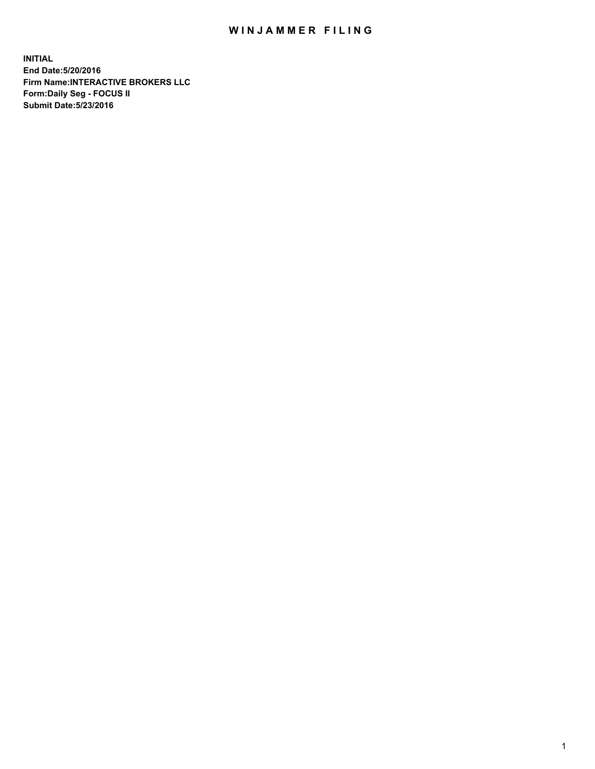# WINJAMMER FILING

**INITIAL**
**End Date:5/20/2016**
**Firm Name:INTERACTIVE BROKERS LLC**
**Form:Daily Seg - FOCUS II**
**Submit Date:5/23/2016**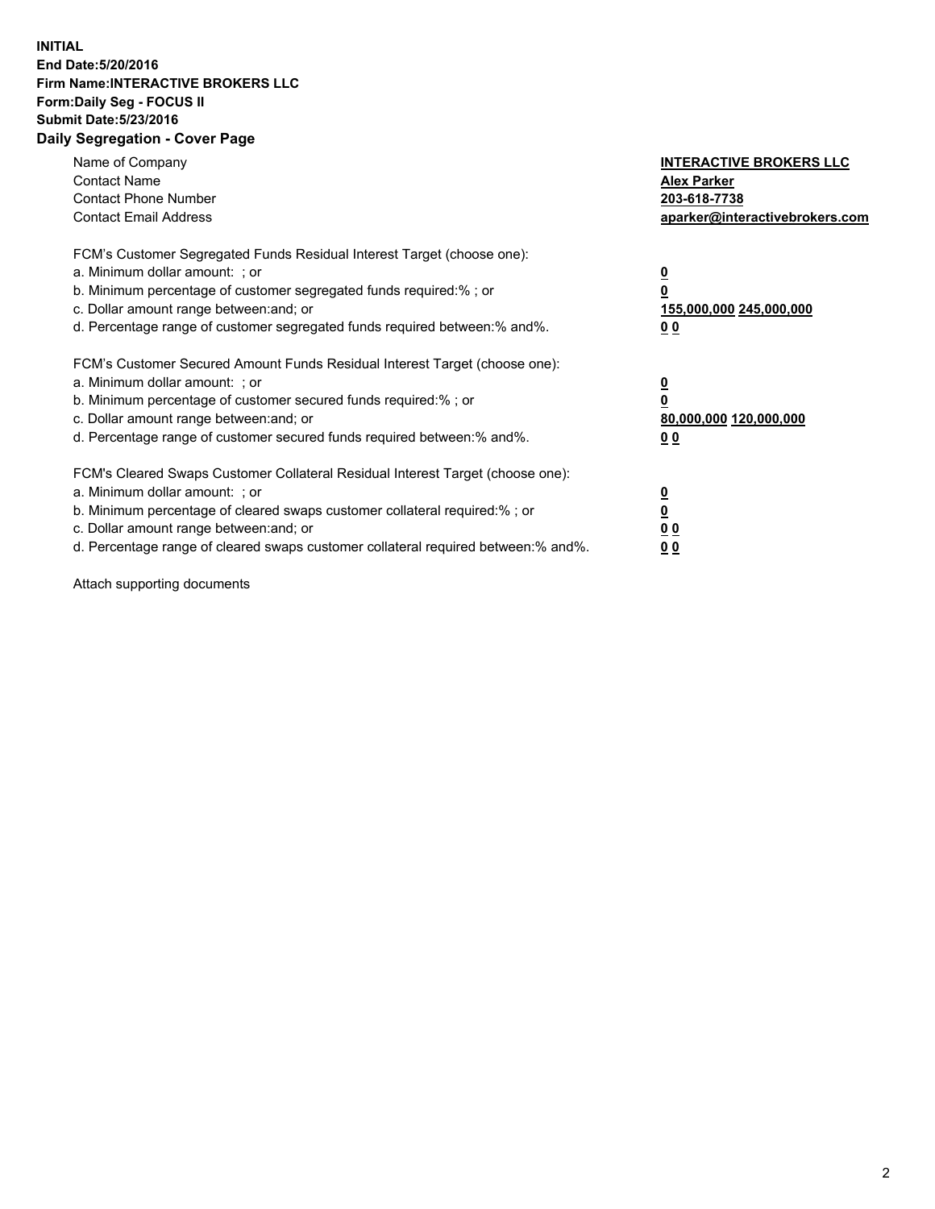**INITIAL**
**End Date:5/20/2016**
**Firm Name:INTERACTIVE BROKERS LLC**
**Form:Daily Seg - FOCUS II**
**Submit Date:5/23/2016**

## Daily Segregation - Cover Page

| | |
|---|---|
| Name of Company | **INTERACTIVE BROKERS LLC** |
| Contact Name | **Alex Parker** |
| Contact Phone Number | **203-618-7738** |
| Contact Email Address | **aparker@interactivebrokers.com** |

| FCM's Customer Segregated Funds Residual Interest Target (choose one): | |
|---|---|
| a. Minimum dollar amount: ; or | **0** |
| b. Minimum percentage of customer segregated funds required:% ; or | **0** |
| c. Dollar amount range between:and; or | **155,000,000 245,000,000** |
| d. Percentage range of customer segregated funds required between:% and%. | **0 0** |

| FCM's Customer Secured Amount Funds Residual Interest Target (choose one): | |
|---|---|
| a. Minimum dollar amount: ; or | **0** |
| b. Minimum percentage of customer secured funds required:% ; or | **0** |
| c. Dollar amount range between:and; or | **80,000,000 120,000,000** |
| d. Percentage range of customer secured funds required between:% and%. | **0 0** |

| FCM's Cleared Swaps Customer Collateral Residual Interest Target (choose one): | |
|---|---|
| a. Minimum dollar amount: ; or | **0** |
| b. Minimum percentage of cleared swaps customer collateral required:% ; or | **0** |
| c. Dollar amount range between:and; or | **0 0** |
| d. Percentage range of cleared swaps customer collateral required between:% and%. | **0 0** |

Attach supporting documents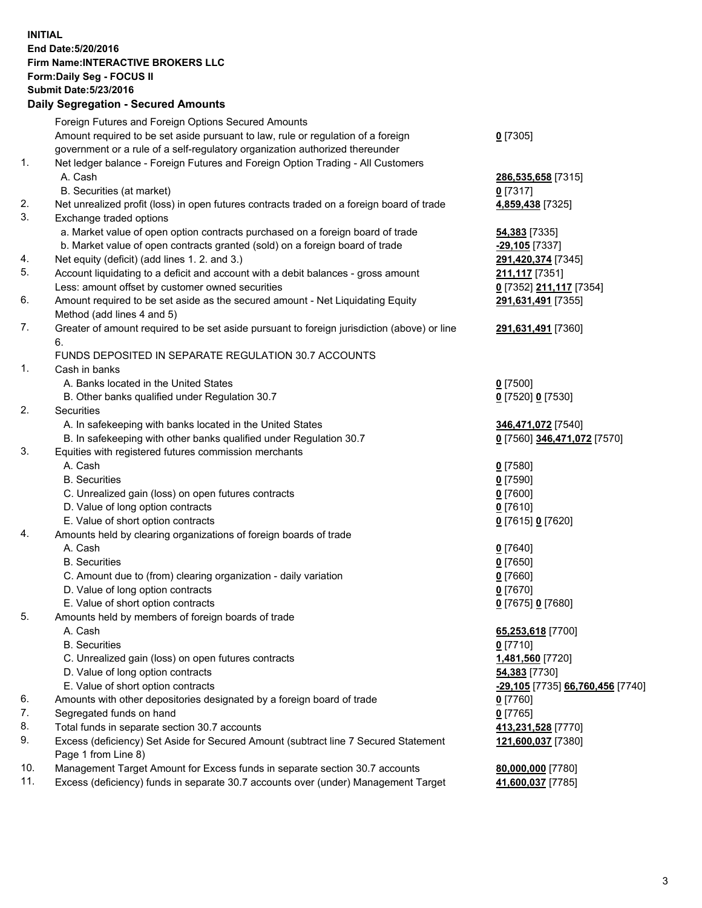**INITIAL**
**End Date:5/20/2016**
**Firm Name:INTERACTIVE BROKERS LLC**
**Form:Daily Seg - FOCUS II**
**Submit Date:5/23/2016**
**Daily Segregation - Secured Amounts**

| | | |
|---|---|---|
| | Foreign Futures and Foreign Options Secured Amounts | |
| | Amount required to be set aside pursuant to law, rule or regulation of a foreign government or a rule of a self-regulatory organization authorized thereunder | **0** [7305] |
| 1. | Net ledger balance - Foreign Futures and Foreign Option Trading - All Customers | |
| | A. Cash | **286,535,658** [7315] |
| | B. Securities (at market) | **0** [7317] |
| 2. | Net unrealized profit (loss) in open futures contracts traded on a foreign board of trade | **4,859,438** [7325] |
| 3. | Exchange traded options | |
| | a. Market value of open option contracts purchased on a foreign board of trade | **54,383** [7335] |
| | b. Market value of open contracts granted (sold) on a foreign board of trade | **-29,105** [7337] |
| 4. | Net equity (deficit) (add lines 1. 2. and 3.) | **291,420,374** [7345] |
| 5. | Account liquidating to a deficit and account with a debit balances - gross amount | **211,117** [7351] |
| | Less: amount offset by customer owned securities | **0** [7352] **211,117** [7354] |
| 6. | Amount required to be set aside as the secured amount - Net Liquidating Equity Method (add lines 4 and 5) | **291,631,491** [7355] |
| 7. | Greater of amount required to be set aside pursuant to foreign jurisdiction (above) or line 6. | **291,631,491** [7360] |
| | FUNDS DEPOSITED IN SEPARATE REGULATION 30.7 ACCOUNTS | |
| 1. | Cash in banks | |
| | A. Banks located in the United States | **0** [7500] |
| | B. Other banks qualified under Regulation 30.7 | **0** [7520] **0** [7530] |
| 2. | Securities | |
| | A. In safekeeping with banks located in the United States | **346,471,072** [7540] |
| | B. In safekeeping with other banks qualified under Regulation 30.7 | **0** [7560] **346,471,072** [7570] |
| 3. | Equities with registered futures commission merchants | |
| | A. Cash | **0** [7580] |
| | B. Securities | **0** [7590] |
| | C. Unrealized gain (loss) on open futures contracts | **0** [7600] |
| | D. Value of long option contracts | **0** [7610] |
| | E. Value of short option contracts | **0** [7615] **0** [7620] |
| 4. | Amounts held by clearing organizations of foreign boards of trade | |
| | A. Cash | **0** [7640] |
| | B. Securities | **0** [7650] |
| | C. Amount due to (from) clearing organization - daily variation | **0** [7660] |
| | D. Value of long option contracts | **0** [7670] |
| | E. Value of short option contracts | **0** [7675] **0** [7680] |
| 5. | Amounts held by members of foreign boards of trade | |
| | A. Cash | **65,253,618** [7700] |
| | B. Securities | **0** [7710] |
| | C. Unrealized gain (loss) on open futures contracts | **1,481,560** [7720] |
| | D. Value of long option contracts | **54,383** [7730] |
| | E. Value of short option contracts | **-29,105** [7735] **66,760,456** [7740] |
| 6. | Amounts with other depositories designated by a foreign board of trade | **0** [7760] |
| 7. | Segregated funds on hand | **0** [7765] |
| 8. | Total funds in separate section 30.7 accounts | **413,231,528** [7770] |
| 9. | Excess (deficiency) Set Aside for Secured Amount (subtract line 7 Secured Statement Page 1 from Line 8) | **121,600,037** [7380] |
| 10. | Management Target Amount for Excess funds in separate section 30.7 accounts | **80,000,000** [7780] |
| 11. | Excess (deficiency) funds in separate 30.7 accounts over (under) Management Target | **41,600,037** [7785] |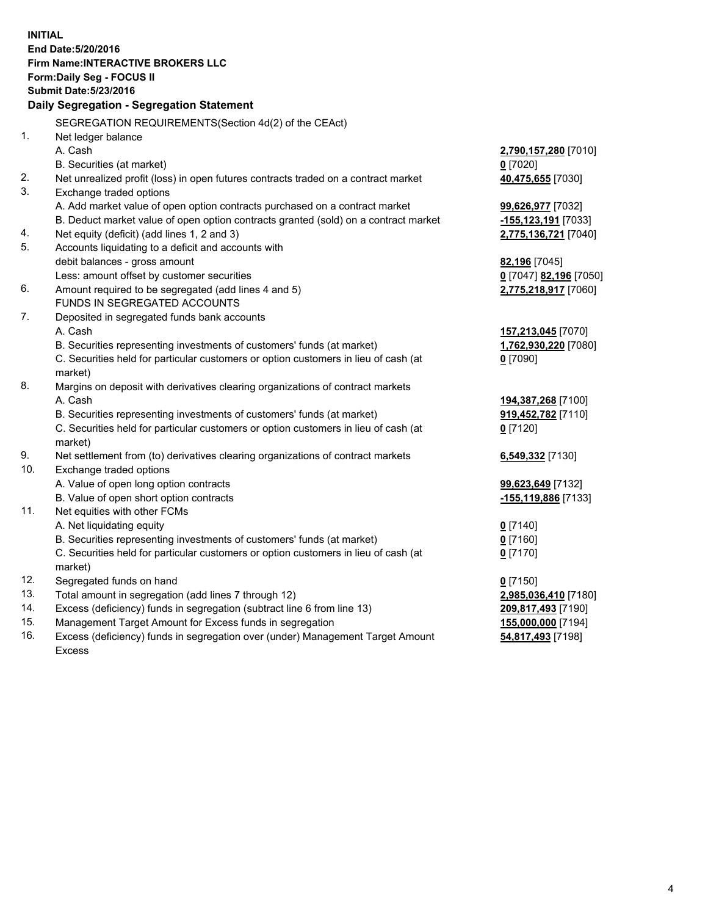**INITIAL**
**End Date:5/20/2016**
**Firm Name:INTERACTIVE BROKERS LLC**
**Form:Daily Seg - FOCUS II**
**Submit Date:5/23/2016**

### Daily Segregation - Segregation Statement

SEGREGATION REQUIREMENTS(Section 4d(2) of the CEAct)

| | | |
|---|---|---|
| 1. | Net ledger balance | |
| | A. Cash | **2,790,157,280** [7010] |
| | B. Securities (at market) | **0** [7020] |
| 2. | Net unrealized profit (loss) in open futures contracts traded on a contract market | **40,475,655** [7030] |
| 3. | Exchange traded options | |
| | A. Add market value of open option contracts purchased on a contract market | **99,626,977** [7032] |
| | B. Deduct market value of open option contracts granted (sold) on a contract market | **-155,123,191** [7033] |
| 4. | Net equity (deficit) (add lines 1, 2 and 3) | **2,775,136,721** [7040] |
| 5. | Accounts liquidating to a deficit and accounts with | |
| | debit balances - gross amount | **82,196** [7045] |
| | Less: amount offset by customer securities | **0** [7047] **82,196** [7050] |
| 6. | Amount required to be segregated (add lines 4 and 5) | **2,775,218,917** [7060] |
| | FUNDS IN SEGREGATED ACCOUNTS | |
| 7. | Deposited in segregated funds bank accounts | |
| | A. Cash | **157,213,045** [7070] |
| | B. Securities representing investments of customers' funds (at market) | **1,762,930,220** [7080] |
| | C. Securities held for particular customers or option customers in lieu of cash (at market) | **0** [7090] |
| 8. | Margins on deposit with derivatives clearing organizations of contract markets | |
| | A. Cash | **194,387,268** [7100] |
| | B. Securities representing investments of customers' funds (at market) | **919,452,782** [7110] |
| | C. Securities held for particular customers or option customers in lieu of cash (at market) | **0** [7120] |
| 9. | Net settlement from (to) derivatives clearing organizations of contract markets | **6,549,332** [7130] |
| 10. | Exchange traded options | |
| | A. Value of open long option contracts | **99,623,649** [7132] |
| | B. Value of open short option contracts | **-155,119,886** [7133] |
| 11. | Net equities with other FCMs | |
| | A. Net liquidating equity | **0** [7140] |
| | B. Securities representing investments of customers' funds (at market) | **0** [7160] |
| | C. Securities held for particular customers or option customers in lieu of cash (at market) | **0** [7170] |
| 12. | Segregated funds on hand | **0** [7150] |
| 13. | Total amount in segregation (add lines 7 through 12) | **2,985,036,410** [7180] |
| 14. | Excess (deficiency) funds in segregation (subtract line 6 from line 13) | **209,817,493** [7190] |
| 15. | Management Target Amount for Excess funds in segregation | **155,000,000** [7194] |
| 16. | Excess (deficiency) funds in segregation over (under) Management Target Amount Excess | **54,817,493** [7198] |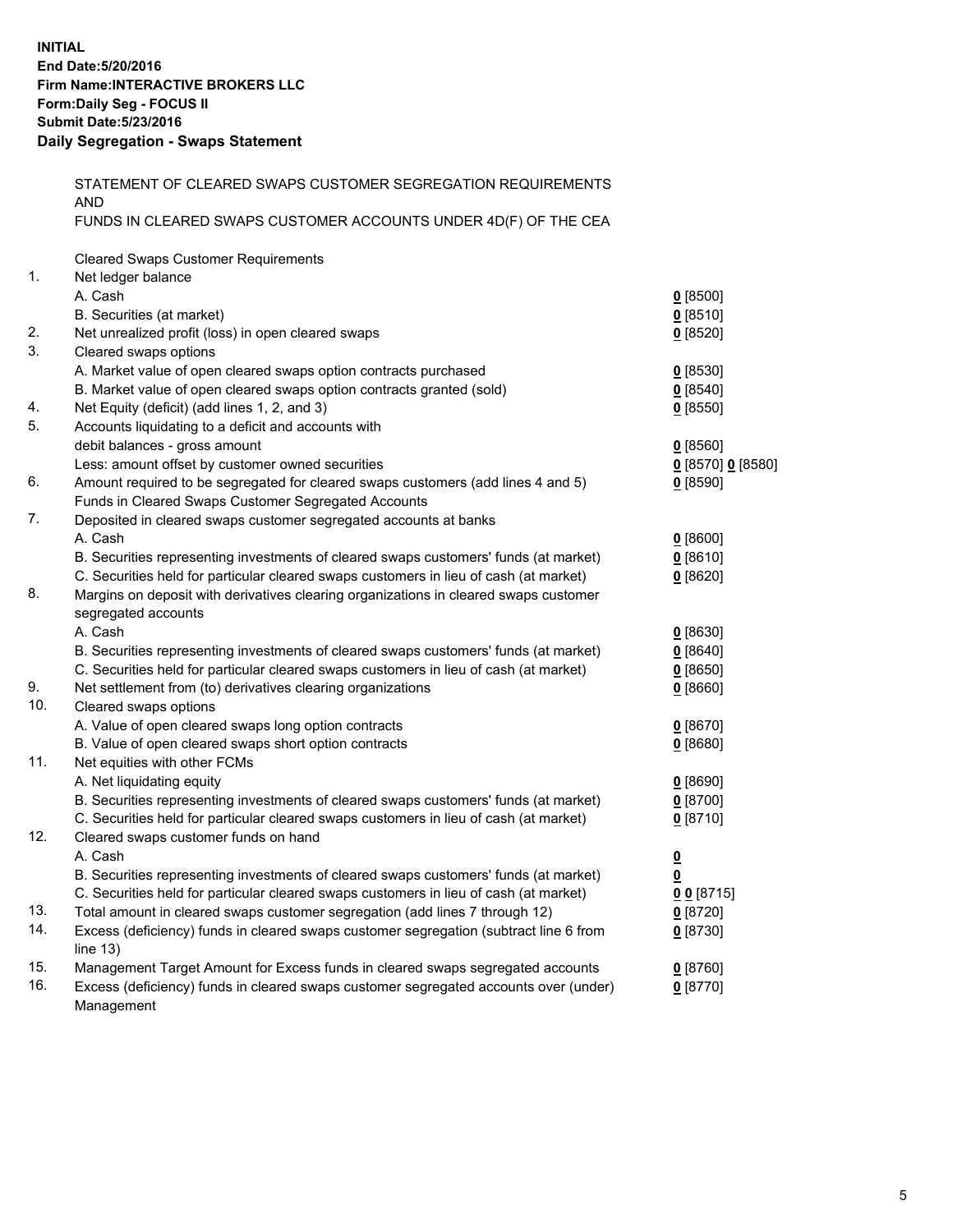**INITIAL**
**End Date:5/20/2016**
**Firm Name:INTERACTIVE BROKERS LLC**
**Form:Daily Seg - FOCUS II**
**Submit Date:5/23/2016**
**Daily Segregation - Swaps Statement**

STATEMENT OF CLEARED SWAPS CUSTOMER SEGREGATION REQUIREMENTS AND FUNDS IN CLEARED SWAPS CUSTOMER ACCOUNTS UNDER 4D(F) OF THE CEA

| | | |
|---|---|---|
| | Cleared Swaps Customer Requirements | |
| 1. | Net ledger balance | |
| | A. Cash | 0 [8500] |
| | B. Securities (at market) | 0 [8510] |
| 2. | Net unrealized profit (loss) in open cleared swaps | 0 [8520] |
| 3. | Cleared swaps options | |
| | A. Market value of open cleared swaps option contracts purchased | 0 [8530] |
| | B. Market value of open cleared swaps option contracts granted (sold) | 0 [8540] |
| 4. | Net Equity (deficit) (add lines 1, 2, and 3) | 0 [8550] |
| 5. | Accounts liquidating to a deficit and accounts with debit balances - gross amount | 0 [8560] |
| | Less: amount offset by customer owned securities | 0 [8570] 0 [8580] |
| 6. | Amount required to be segregated for cleared swaps customers (add lines 4 and 5) | 0 [8590] |
| | Funds in Cleared Swaps Customer Segregated Accounts | |
| 7. | Deposited in cleared swaps customer segregated accounts at banks | |
| | A. Cash | 0 [8600] |
| | B. Securities representing investments of cleared swaps customers' funds (at market) | 0 [8610] |
| | C. Securities held for particular cleared swaps customers in lieu of cash (at market) | 0 [8620] |
| 8. | Margins on deposit with derivatives clearing organizations in cleared swaps customer segregated accounts | |
| | A. Cash | 0 [8630] |
| | B. Securities representing investments of cleared swaps customers' funds (at market) | 0 [8640] |
| | C. Securities held for particular cleared swaps customers in lieu of cash (at market) | 0 [8650] |
| 9. | Net settlement from (to) derivatives clearing organizations | 0 [8660] |
| 10. | Cleared swaps options | |
| | A. Value of open cleared swaps long option contracts | 0 [8670] |
| | B. Value of open cleared swaps short option contracts | 0 [8680] |
| 11. | Net equities with other FCMs | |
| | A. Net liquidating equity | 0 [8690] |
| | B. Securities representing investments of cleared swaps customers' funds (at market) | 0 [8700] |
| | C. Securities held for particular cleared swaps customers in lieu of cash (at market) | 0 [8710] |
| 12. | Cleared swaps customer funds on hand | |
| | A. Cash | 0 |
| | B. Securities representing investments of cleared swaps customers' funds (at market) | 0 |
| | C. Securities held for particular cleared swaps customers in lieu of cash (at market) | 0 0 [8715] |
| 13. | Total amount in cleared swaps customer segregation (add lines 7 through 12) | 0 [8720] |
| 14. | Excess (deficiency) funds in cleared swaps customer segregation (subtract line 6 from line 13) | 0 [8730] |
| 15. | Management Target Amount for Excess funds in cleared swaps segregated accounts | 0 [8760] |
| 16. | Excess (deficiency) funds in cleared swaps customer segregated accounts over (under) Management | 0 [8770] |